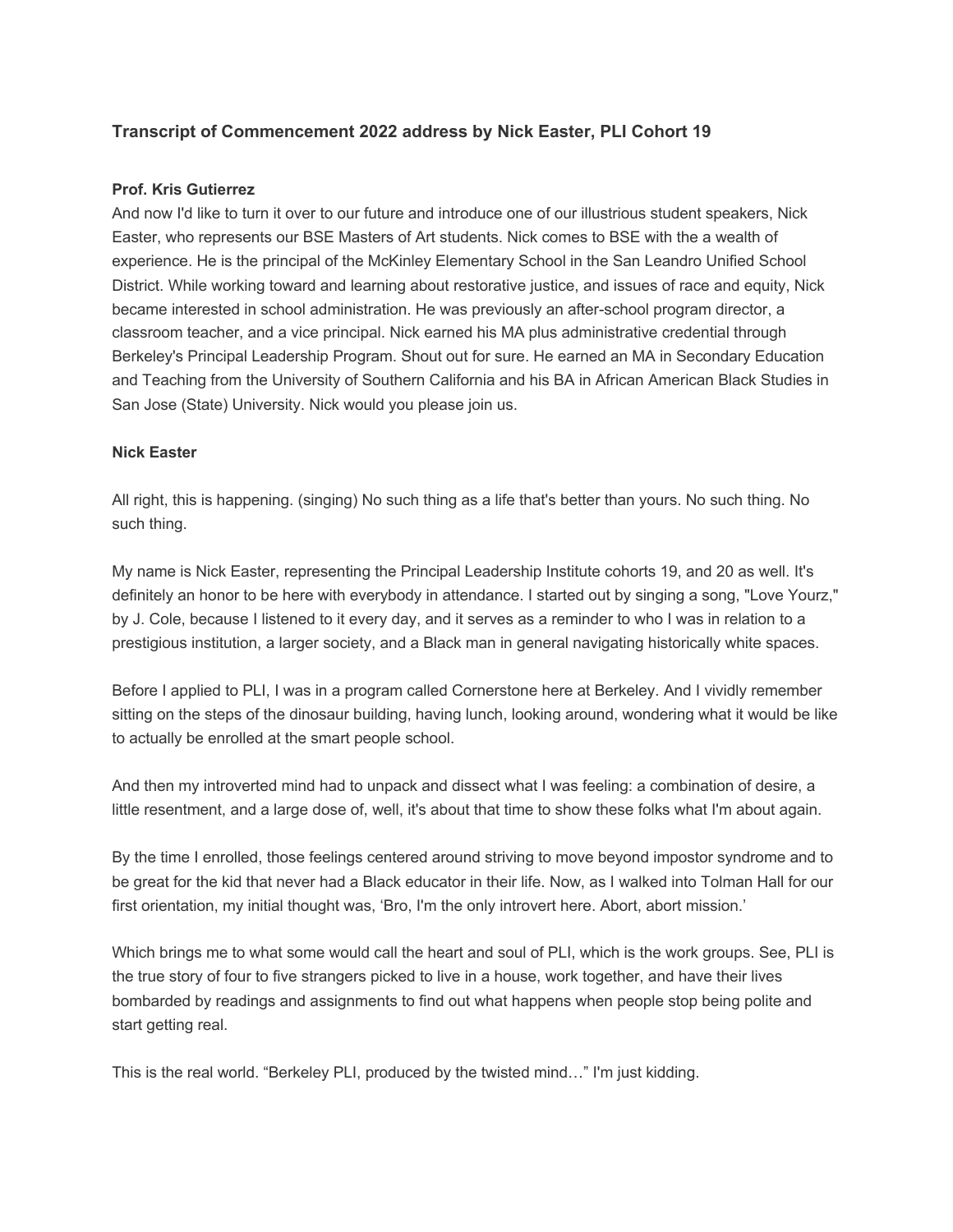### Transcript of Commencement 2022 address by Nick Easter, PLI Cohort 19

**Prof. Kris Gutierrez**

And now I'd like to turn it over to our future and introduce one of our illustrious student speakers, Nick Easter, who represents our BSE Masters of Art students. Nick comes to BSE with the a wealth of experience. He is the principal of the McKinley Elementary School in the San Leandro Unified School District. While working toward and learning about restorative justice, and issues of race and equity, Nick became interested in school administration. He was previously an after-school program director, a classroom teacher, and a vice principal. Nick earned his MA plus administrative credential through Berkeley's Principal Leadership Program. Shout out for sure. He earned an MA in Secondary Education and Teaching from the University of Southern California and his BA in African American Black Studies in San Jose (State) University. Nick would you please join us.

**Nick Easter**

All right, this is happening. (singing) No such thing as a life that's better than yours. No such thing. No such thing.

My name is Nick Easter, representing the Principal Leadership Institute cohorts 19, and 20 as well. It's definitely an honor to be here with everybody in attendance. I started out by singing a song, "Love Yourz," by J. Cole, because I listened to it every day, and it serves as a reminder to who I was in relation to a prestigious institution, a larger society, and a Black man in general navigating historically white spaces.

Before I applied to PLI, I was in a program called Cornerstone here at Berkeley. And I vividly remember sitting on the steps of the dinosaur building, having lunch, looking around, wondering what it would be like to actually be enrolled at the smart people school.

And then my introverted mind had to unpack and dissect what I was feeling: a combination of desire, a little resentment, and a large dose of, well, it's about that time to show these folks what I'm about again.

By the time I enrolled, those feelings centered around striving to move beyond impostor syndrome and to be great for the kid that never had a Black educator in their life. Now, as I walked into Tolman Hall for our first orientation, my initial thought was, 'Bro, I'm the only introvert here. Abort, abort mission.'

Which brings me to what some would call the heart and soul of PLI, which is the work groups. See, PLI is the true story of four to five strangers picked to live in a house, work together, and have their lives bombarded by readings and assignments to find out what happens when people stop being polite and start getting real.

This is the real world. "Berkeley PLI, produced by the twisted mind…" I'm just kidding.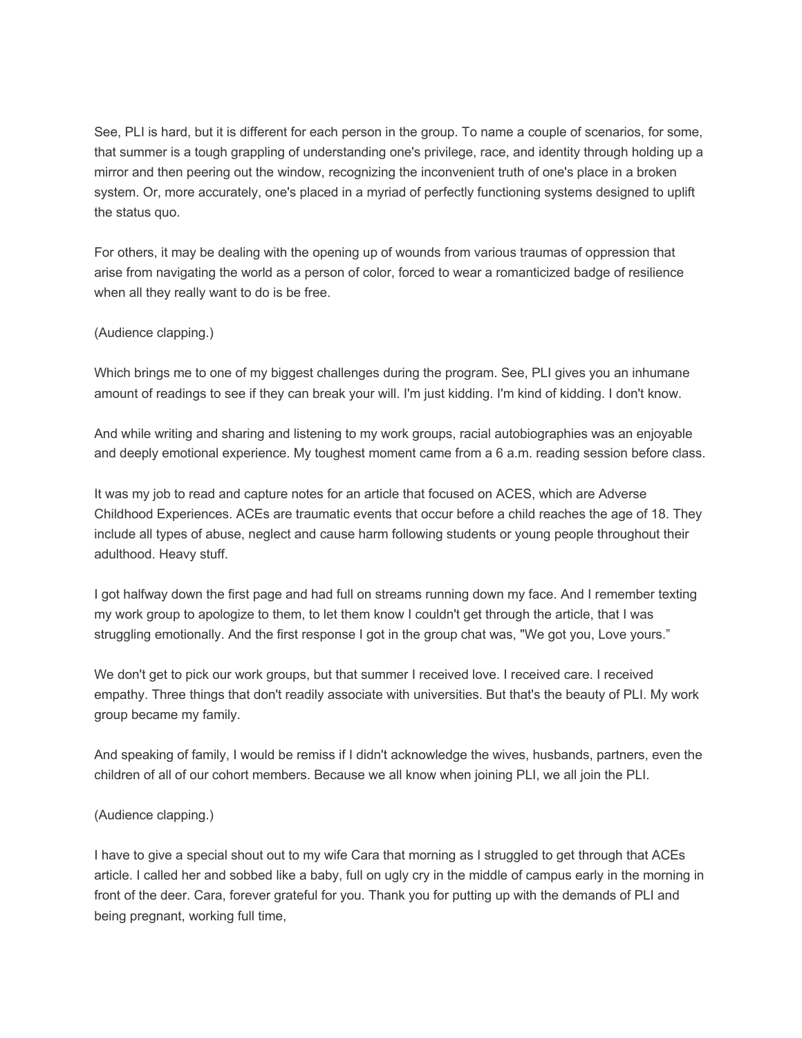See, PLI is hard, but it is different for each person in the group. To name a couple of scenarios, for some, that summer is a tough grappling of understanding one's privilege, race, and identity through holding up a mirror and then peering out the window, recognizing the inconvenient truth of one's place in a broken system. Or, more accurately, one's placed in a myriad of perfectly functioning systems designed to uplift the status quo.

For others, it may be dealing with the opening up of wounds from various traumas of oppression that arise from navigating the world as a person of color, forced to wear a romanticized badge of resilience when all they really want to do is be free.

(Audience clapping.)

Which brings me to one of my biggest challenges during the program. See, PLI gives you an inhumane amount of readings to see if they can break your will. I'm just kidding. I'm kind of kidding. I don't know.

And while writing and sharing and listening to my work groups, racial autobiographies was an enjoyable and deeply emotional experience. My toughest moment came from a 6 a.m. reading session before class.

It was my job to read and capture notes for an article that focused on ACES, which are Adverse Childhood Experiences. ACEs are traumatic events that occur before a child reaches the age of 18. They include all types of abuse, neglect and cause harm following students or young people throughout their adulthood. Heavy stuff.

I got halfway down the first page and had full on streams running down my face. And I remember texting my work group to apologize to them, to let them know I couldn't get through the article, that I was struggling emotionally. And the first response I got in the group chat was, "We got you, Love yours."

We don't get to pick our work groups, but that summer I received love. I received care. I received empathy. Three things that don't readily associate with universities. But that's the beauty of PLI. My work group became my family.

And speaking of family, I would be remiss if I didn't acknowledge the wives, husbands, partners, even the children of all of our cohort members. Because we all know when joining PLI, we all join the PLI.

(Audience clapping.)

I have to give a special shout out to my wife Cara that morning as I struggled to get through that ACEs article. I called her and sobbed like a baby, full on ugly cry in the middle of campus early in the morning in front of the deer. Cara, forever grateful for you. Thank you for putting up with the demands of PLI and being pregnant, working full time,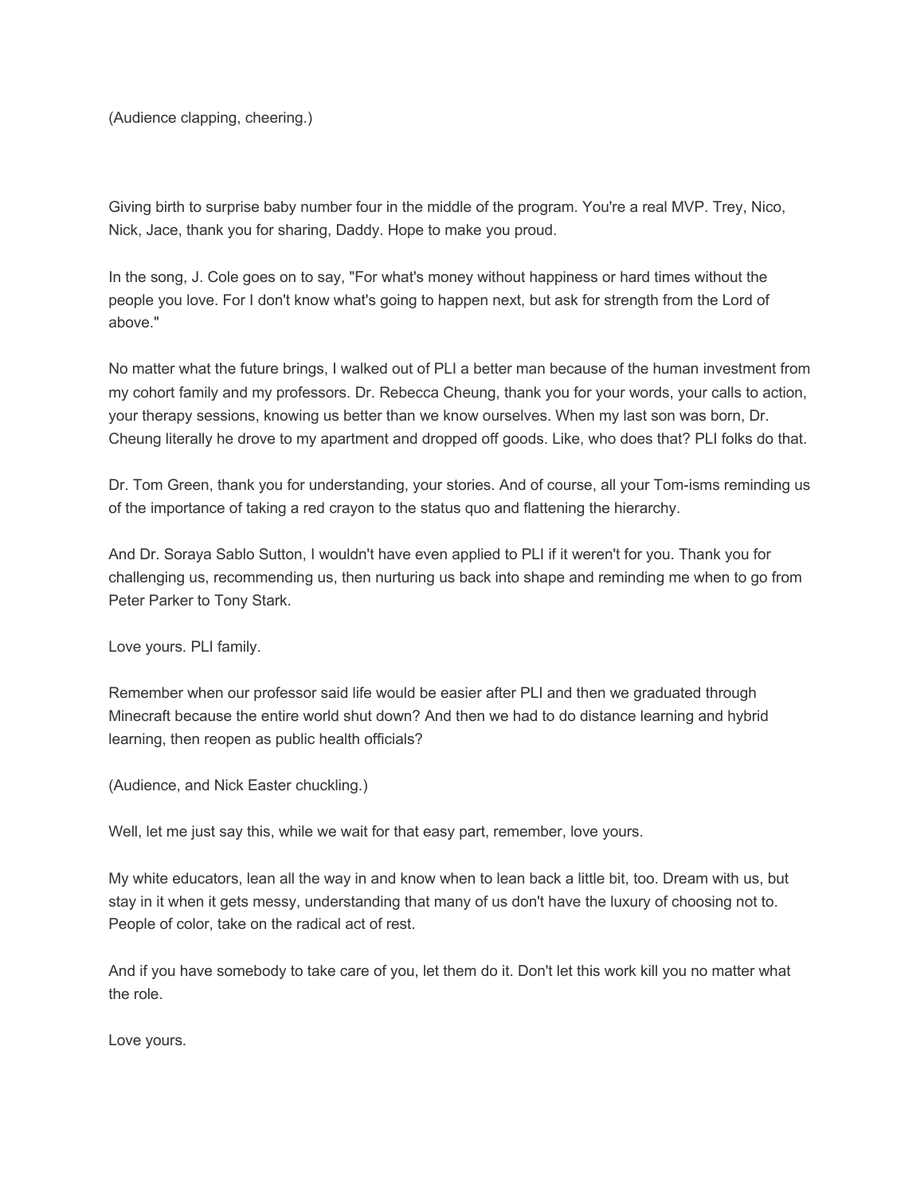(Audience clapping, cheering.)

Giving birth to surprise baby number four in the middle of the program. You're a real MVP. Trey, Nico, Nick, Jace, thank you for sharing, Daddy. Hope to make you proud.

In the song, J. Cole goes on to say, "For what's money without happiness or hard times without the people you love. For I don't know what's going to happen next, but ask for strength from the Lord of above."

No matter what the future brings, I walked out of PLI a better man because of the human investment from my cohort family and my professors. Dr. Rebecca Cheung, thank you for your words, your calls to action, your therapy sessions, knowing us better than we know ourselves. When my last son was born, Dr. Cheung literally he drove to my apartment and dropped off goods. Like, who does that? PLI folks do that.

Dr. Tom Green, thank you for understanding, your stories. And of course, all your Tom-isms reminding us of the importance of taking a red crayon to the status quo and flattening the hierarchy.

And Dr. Soraya Sablo Sutton, I wouldn't have even applied to PLI if it weren't for you. Thank you for challenging us, recommending us, then nurturing us back into shape and reminding me when to go from Peter Parker to Tony Stark.

Love yours. PLI family.

Remember when our professor said life would be easier after PLI and then we graduated through Minecraft because the entire world shut down? And then we had to do distance learning and hybrid learning, then reopen as public health officials?

(Audience, and Nick Easter chuckling.)

Well, let me just say this, while we wait for that easy part, remember, love yours.

My white educators, lean all the way in and know when to lean back a little bit, too. Dream with us, but stay in it when it gets messy, understanding that many of us don't have the luxury of choosing not to. People of color, take on the radical act of rest.

And if you have somebody to take care of you, let them do it. Don't let this work kill you no matter what the role.

Love yours.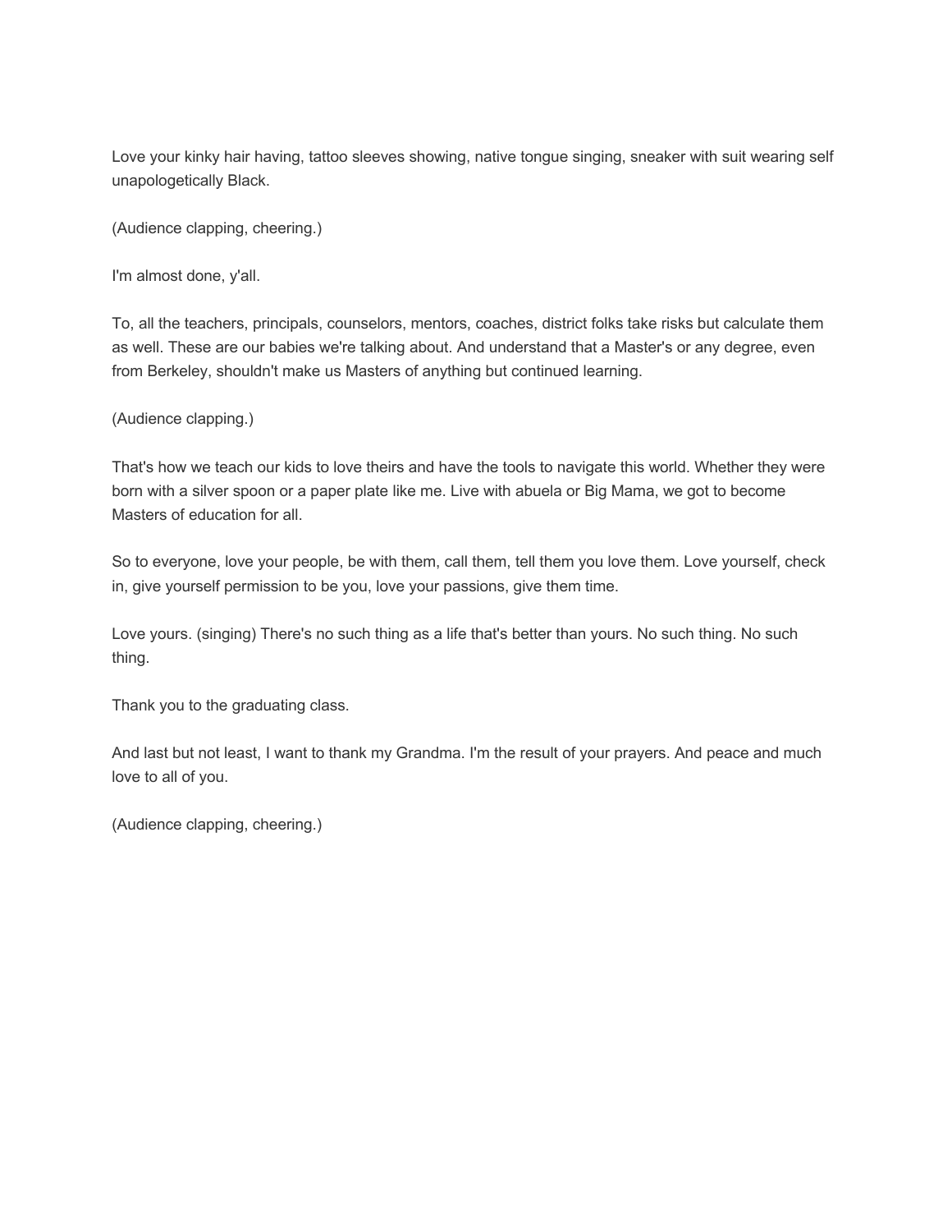Love your kinky hair having, tattoo sleeves showing, native tongue singing, sneaker with suit wearing self unapologetically Black.

(Audience clapping, cheering.)

I'm almost done, y'all.

To, all the teachers, principals, counselors, mentors, coaches, district folks take risks but calculate them as well. These are our babies we're talking about. And understand that a Master's or any degree, even from Berkeley, shouldn't make us Masters of anything but continued learning.

(Audience clapping.)

That's how we teach our kids to love theirs and have the tools to navigate this world. Whether they were born with a silver spoon or a paper plate like me. Live with abuela or Big Mama, we got to become Masters of education for all.

So to everyone, love your people, be with them, call them, tell them you love them. Love yourself, check in, give yourself permission to be you, love your passions, give them time.

Love yours. (singing) There's no such thing as a life that's better than yours. No such thing. No such thing.

Thank you to the graduating class.

And last but not least, I want to thank my Grandma. I'm the result of your prayers. And peace and much love to all of you.

(Audience clapping, cheering.)